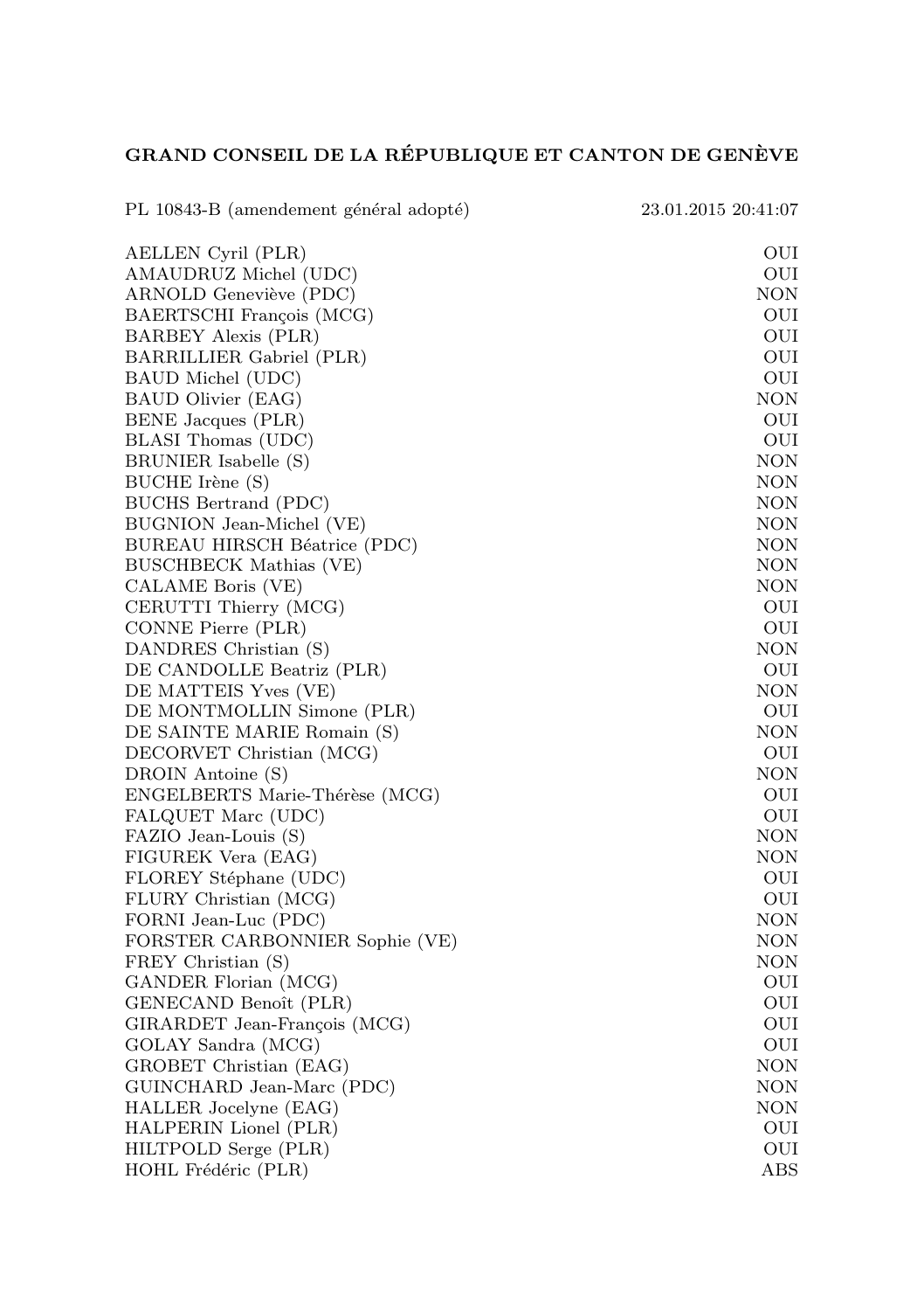**GRAND CONSEIL DE LA RÉPUBLIQUE ET CANTON DE GENÈVE**

PL 10843-B (amendement général adopté) 23.01.2015 20:41:07

| | |
|---|---|
| AELLEN Cyril (PLR) | OUI |
| AMAUDRUZ Michel (UDC) | OUI |
| ARNOLD Geneviève (PDC) | NON |
| BAERTSCHI François (MCG) | OUI |
| BARBEY Alexis (PLR) | OUI |
| BARRILLIER Gabriel (PLR) | OUI |
| BAUD Michel (UDC) | OUI |
| BAUD Olivier (EAG) | NON |
| BENE Jacques (PLR) | OUI |
| BLASI Thomas (UDC) | OUI |
| BRUNIER Isabelle (S) | NON |
| BUCHE Irène (S) | NON |
| BUCHS Bertrand (PDC) | NON |
| BUGNION Jean-Michel (VE) | NON |
| BUREAU HIRSCH Béatrice (PDC) | NON |
| BUSCHBECK Mathias (VE) | NON |
| CALAME Boris (VE) | NON |
| CERUTTI Thierry (MCG) | OUI |
| CONNE Pierre (PLR) | OUI |
| DANDRES Christian (S) | NON |
| DE CANDOLLE Beatriz (PLR) | OUI |
| DE MATTEIS Yves (VE) | NON |
| DE MONTMOLLIN Simone (PLR) | OUI |
| DE SAINTE MARIE Romain (S) | NON |
| DECORVET Christian (MCG) | OUI |
| DROIN Antoine (S) | NON |
| ENGELBERTS Marie-Thérèse (MCG) | OUI |
| FALQUET Marc (UDC) | OUI |
| FAZIO Jean-Louis (S) | NON |
| FIGUREK Vera (EAG) | NON |
| FLOREY Stéphane (UDC) | OUI |
| FLURY Christian (MCG) | OUI |
| FORNI Jean-Luc (PDC) | NON |
| FORSTER CARBONNIER Sophie (VE) | NON |
| FREY Christian (S) | NON |
| GANDER Florian (MCG) | OUI |
| GENECAND Benoît (PLR) | OUI |
| GIRARDET Jean-François (MCG) | OUI |
| GOLAY Sandra (MCG) | OUI |
| GROBET Christian (EAG) | NON |
| GUINCHARD Jean-Marc (PDC) | NON |
| HALLER Jocelyne (EAG) | NON |
| HALPERIN Lionel (PLR) | OUI |
| HILTPOLD Serge (PLR) | OUI |
| HOHL Frédéric (PLR) | ABS |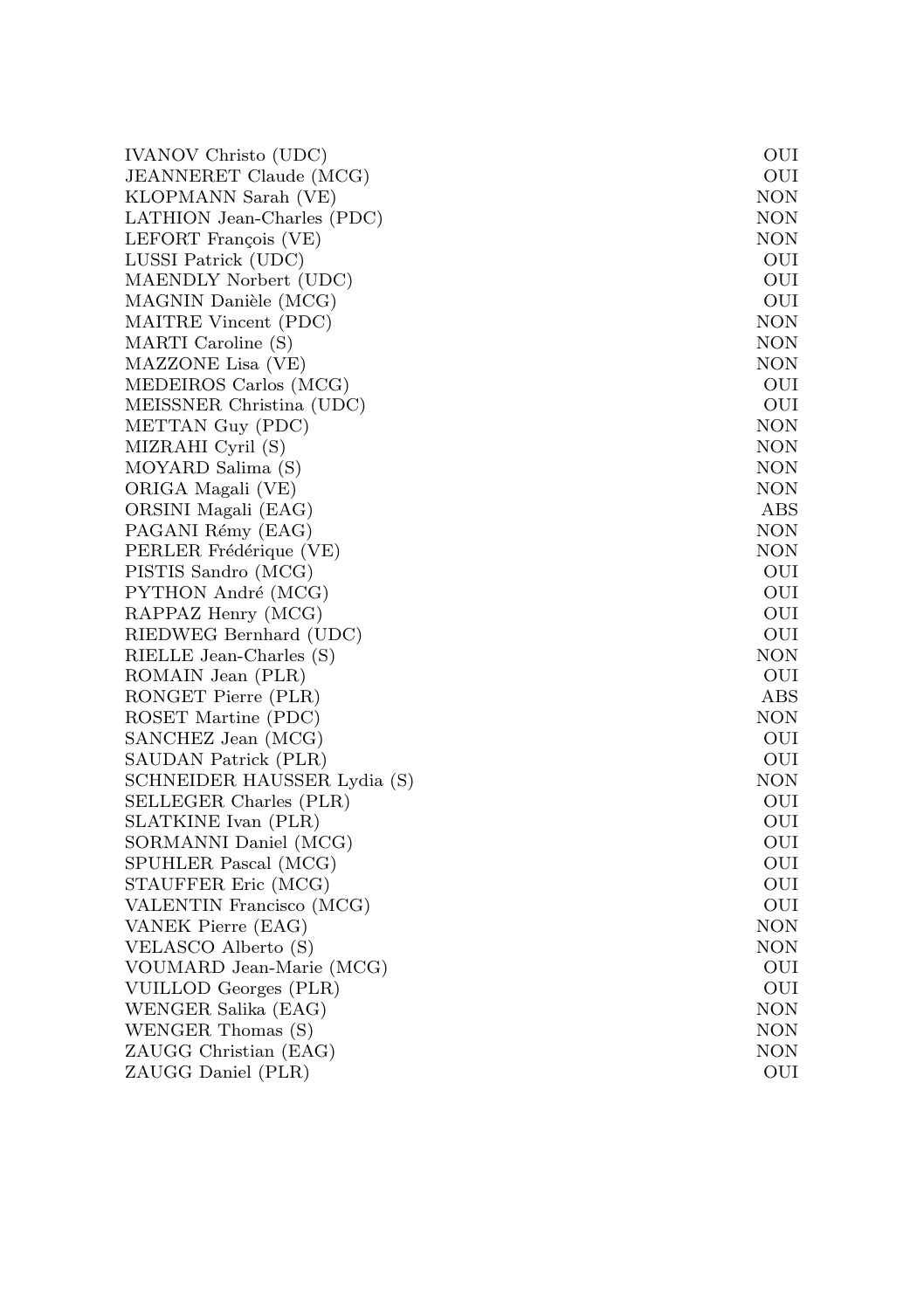| | |
|---|---|
| IVANOV Christo (UDC) | OUI |
| JEANNERET Claude (MCG) | OUI |
| KLOPMANN Sarah (VE) | NON |
| LATHION Jean-Charles (PDC) | NON |
| LEFORT François (VE) | NON |
| LUSSI Patrick (UDC) | OUI |
| MAENDLY Norbert (UDC) | OUI |
| MAGNIN Danièle (MCG) | OUI |
| MAITRE Vincent (PDC) | NON |
| MARTI Caroline (S) | NON |
| MAZZONE Lisa (VE) | NON |
| MEDEIROS Carlos (MCG) | OUI |
| MEISSNER Christina (UDC) | OUI |
| METTAN Guy (PDC) | NON |
| MIZRAHI Cyril (S) | NON |
| MOYARD Salima (S) | NON |
| ORIGA Magali (VE) | NON |
| ORSINI Magali (EAG) | ABS |
| PAGANI Rémy (EAG) | NON |
| PERLER Frédérique (VE) | NON |
| PISTIS Sandro (MCG) | OUI |
| PYTHON André (MCG) | OUI |
| RAPPAZ Henry (MCG) | OUI |
| RIEDWEG Bernhard (UDC) | OUI |
| RIELLE Jean-Charles (S) | NON |
| ROMAIN Jean (PLR) | OUI |
| RONGET Pierre (PLR) | ABS |
| ROSET Martine (PDC) | NON |
| SANCHEZ Jean (MCG) | OUI |
| SAUDAN Patrick (PLR) | OUI |
| SCHNEIDER HAUSSER Lydia (S) | NON |
| SELLEGER Charles (PLR) | OUI |
| SLATKINE Ivan (PLR) | OUI |
| SORMANNI Daniel (MCG) | OUI |
| SPUHLER Pascal (MCG) | OUI |
| STAUFFER Eric (MCG) | OUI |
| VALENTIN Francisco (MCG) | OUI |
| VANEK Pierre (EAG) | NON |
| VELASCO Alberto (S) | NON |
| VOUMARD Jean-Marie (MCG) | OUI |
| VUILLOD Georges (PLR) | OUI |
| WENGER Salika (EAG) | NON |
| WENGER Thomas (S) | NON |
| ZAUGG Christian (EAG) | NON |
| ZAUGG Daniel (PLR) | OUI |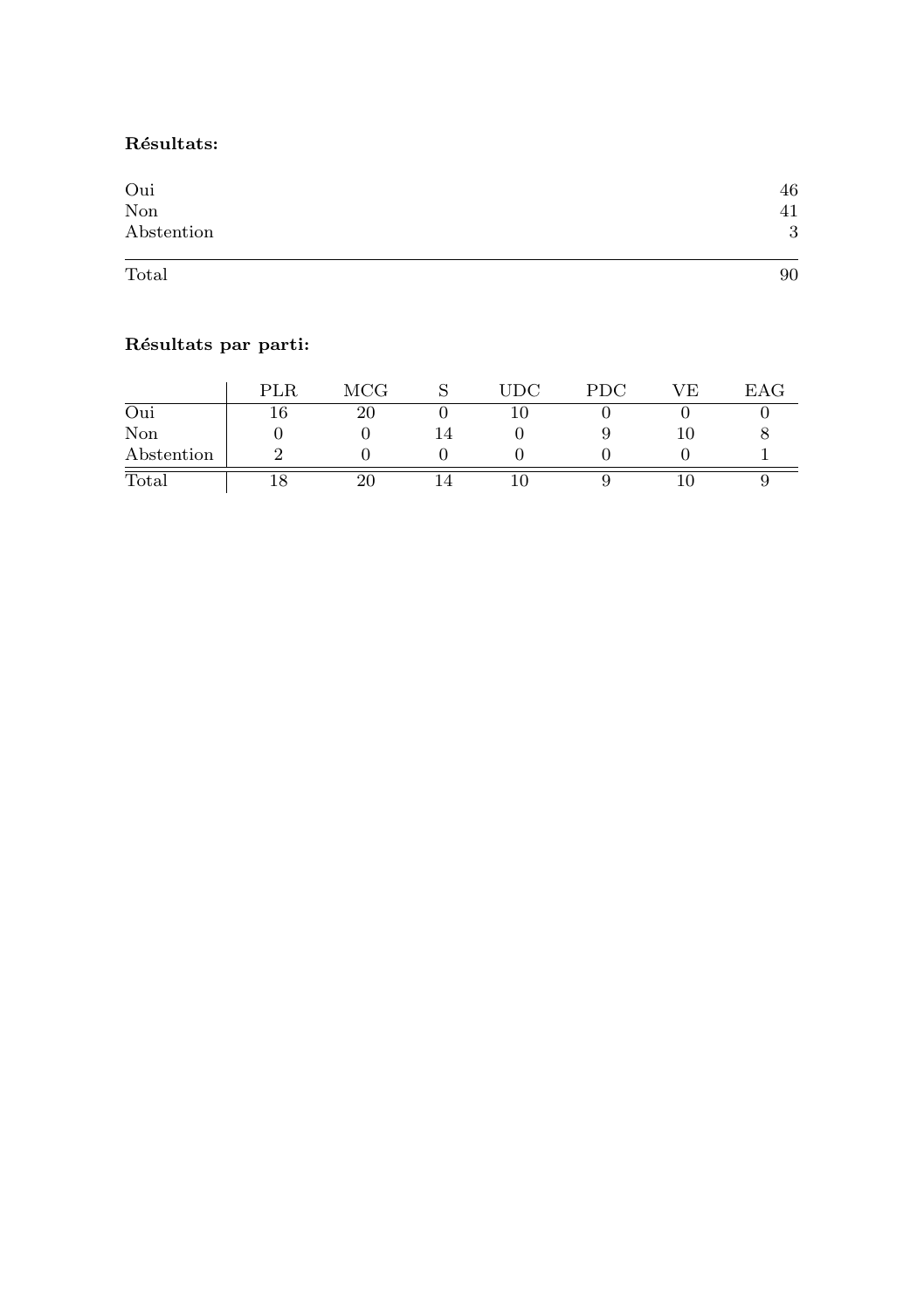**Résultats:**

| | |
|---|---|
| Oui | 46 |
| Non | 41 |
| Abstention | 3 |
| Total | 90 |

**Résultats par parti:**

| | PLR | MCG | S | UDC | PDC | VE | EAG |
|---|---|---|---|---|---|---|---|
| Oui | 16 | 20 | 0 | 10 | 0 | 0 | 0 |
| Non | 0 | 0 | 14 | 0 | 9 | 10 | 8 |
| Abstention | 2 | 0 | 0 | 0 | 0 | 0 | 1 |
| Total | 18 | 20 | 14 | 10 | 9 | 10 | 9 |